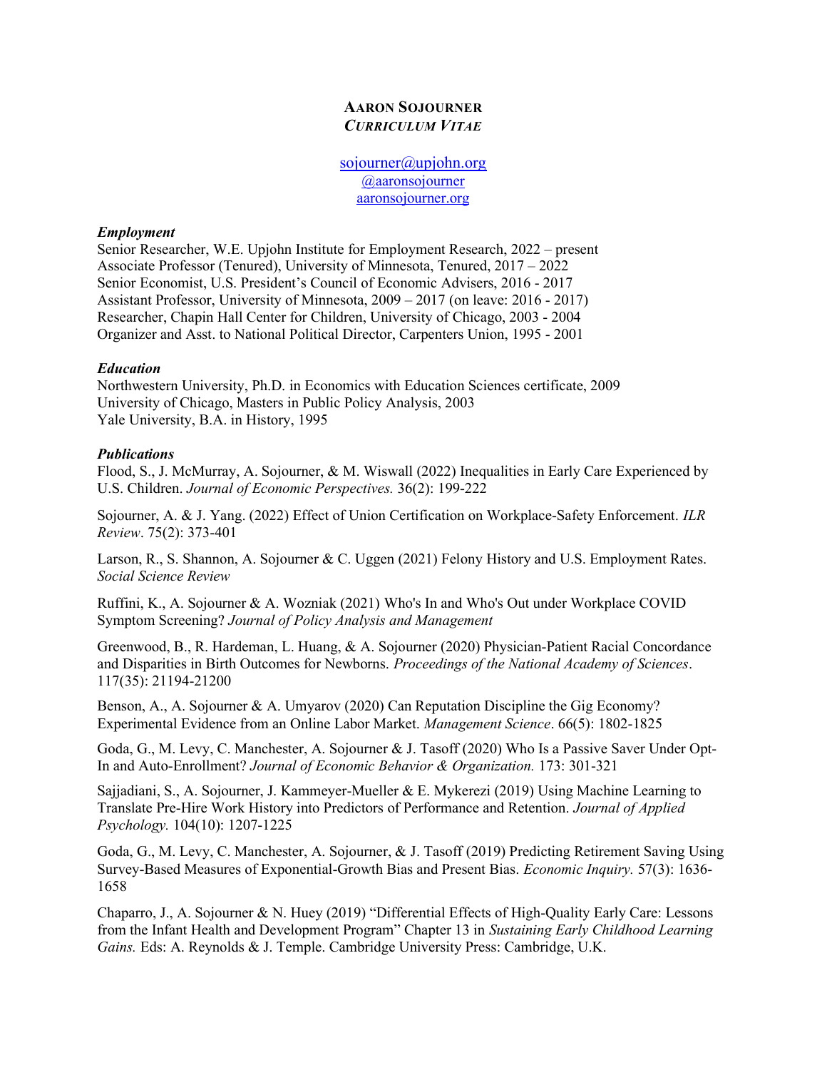# **AARON SOJOURNER**
## ***CURRICULUM VITAE***

[sojourner@upjohn.org](mailto:sojourner@upjohn.org)
[@aaronsojourner](https://twitter.com/aaronsojourner)
[aaronsojourner.org](https://aaronsojourner.org)

### ***Employment***

Senior Researcher, W.E. Upjohn Institute for Employment Research, 2022 – present
Associate Professor (Tenured), University of Minnesota, Tenured, 2017 – 2022
Senior Economist, U.S. President's Council of Economic Advisers, 2016 - 2017
Assistant Professor, University of Minnesota, 2009 – 2017 (on leave: 2016 - 2017)
Researcher, Chapin Hall Center for Children, University of Chicago, 2003 - 2004
Organizer and Asst. to National Political Director, Carpenters Union, 1995 - 2001

### ***Education***

Northwestern University, Ph.D. in Economics with Education Sciences certificate, 2009
University of Chicago, Masters in Public Policy Analysis, 2003
Yale University, B.A. in History, 1995

### ***Publications***

Flood, S., J. McMurray, A. Sojourner, & M. Wiswall (2022) Inequalities in Early Care Experienced by U.S. Children. *Journal of Economic Perspectives.* 36(2): 199-222

Sojourner, A. & J. Yang. (2022) Effect of Union Certification on Workplace-Safety Enforcement. *ILR Review*. 75(2): 373-401

Larson, R., S. Shannon, A. Sojourner & C. Uggen (2021) Felony History and U.S. Employment Rates. *Social Science Review*

Ruffini, K., A. Sojourner & A. Wozniak (2021) Who's In and Who's Out under Workplace COVID Symptom Screening? *Journal of Policy Analysis and Management*

Greenwood, B., R. Hardeman, L. Huang, & A. Sojourner (2020) Physician-Patient Racial Concordance and Disparities in Birth Outcomes for Newborns. *Proceedings of the National Academy of Sciences*. 117(35): 21194-21200

Benson, A., A. Sojourner & A. Umyarov (2020) Can Reputation Discipline the Gig Economy? Experimental Evidence from an Online Labor Market. *Management Science*. 66(5): 1802-1825

Goda, G., M. Levy, C. Manchester, A. Sojourner & J. Tasoff (2020) Who Is a Passive Saver Under Opt-In and Auto-Enrollment? *Journal of Economic Behavior & Organization.* 173: 301-321

Sajjadiani, S., A. Sojourner, J. Kammeyer-Mueller & E. Mykerezi (2019) Using Machine Learning to Translate Pre-Hire Work History into Predictors of Performance and Retention. *Journal of Applied Psychology.* 104(10): 1207-1225

Goda, G., M. Levy, C. Manchester, A. Sojourner, & J. Tasoff (2019) Predicting Retirement Saving Using Survey-Based Measures of Exponential-Growth Bias and Present Bias. *Economic Inquiry.* 57(3): 1636-1658

Chaparro, J., A. Sojourner & N. Huey (2019) "Differential Effects of High-Quality Early Care: Lessons from the Infant Health and Development Program" Chapter 13 in *Sustaining Early Childhood Learning Gains.* Eds: A. Reynolds & J. Temple. Cambridge University Press: Cambridge, U.K.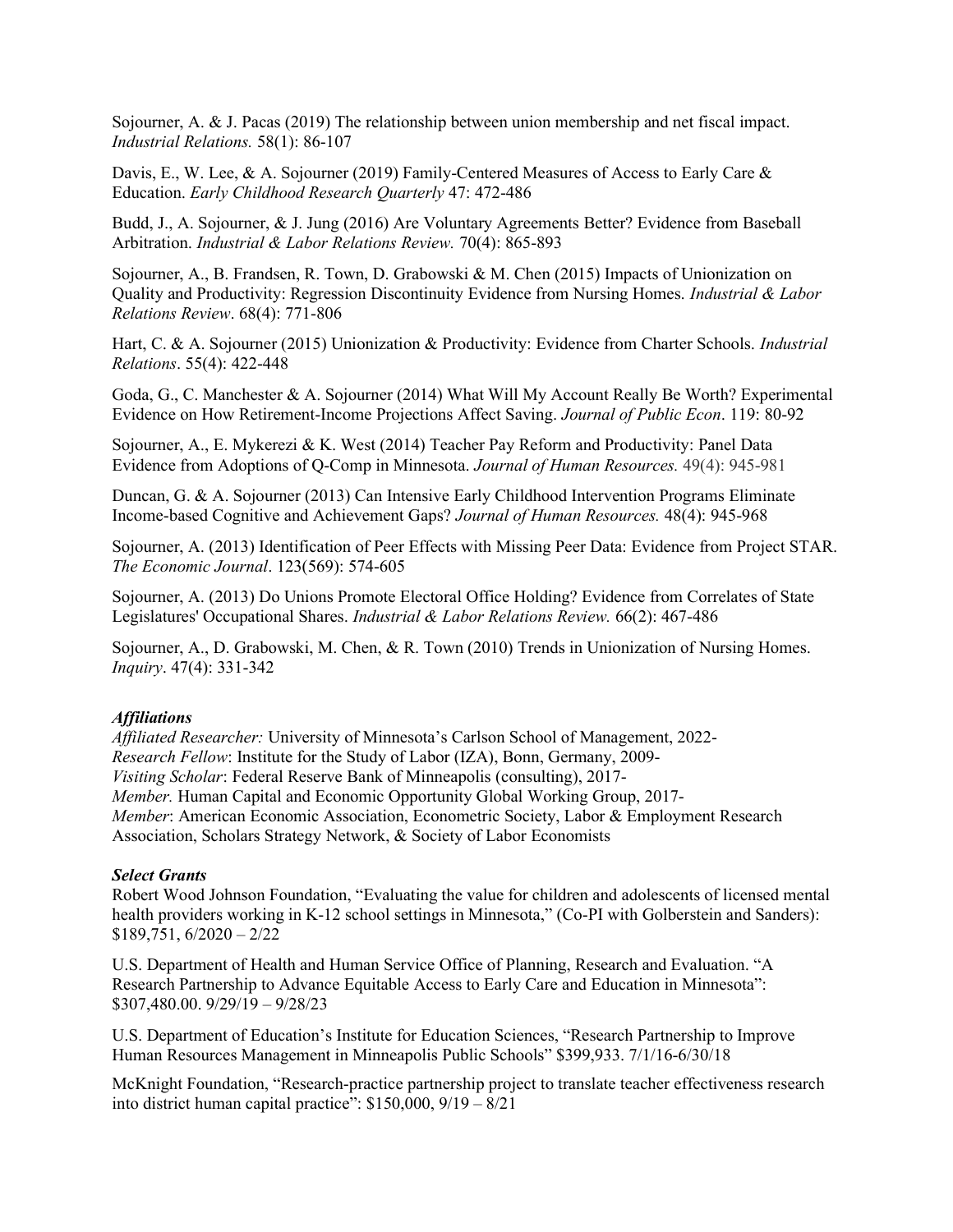Sojourner, A. & J. Pacas (2019) The relationship between union membership and net fiscal impact. *Industrial Relations.* 58(1): 86-107

Davis, E., W. Lee, & A. Sojourner (2019) Family-Centered Measures of Access to Early Care & Education. *Early Childhood Research Quarterly* 47: 472-486

Budd, J., A. Sojourner, & J. Jung (2016) Are Voluntary Agreements Better? Evidence from Baseball Arbitration. *Industrial & Labor Relations Review.* 70(4): 865-893

Sojourner, A., B. Frandsen, R. Town, D. Grabowski & M. Chen (2015) Impacts of Unionization on Quality and Productivity: Regression Discontinuity Evidence from Nursing Homes. *Industrial & Labor Relations Review*. 68(4): 771-806

Hart, C. & A. Sojourner (2015) Unionization & Productivity: Evidence from Charter Schools. *Industrial Relations*. 55(4): 422-448

Goda, G., C. Manchester & A. Sojourner (2014) What Will My Account Really Be Worth? Experimental Evidence on How Retirement-Income Projections Affect Saving. *Journal of Public Econ*. 119: 80-92

Sojourner, A., E. Mykerezi & K. West (2014) Teacher Pay Reform and Productivity: Panel Data Evidence from Adoptions of Q-Comp in Minnesota. *Journal of Human Resources.* 49(4): 945-981

Duncan, G. & A. Sojourner (2013) Can Intensive Early Childhood Intervention Programs Eliminate Income-based Cognitive and Achievement Gaps? *Journal of Human Resources.* 48(4): 945-968

Sojourner, A. (2013) Identification of Peer Effects with Missing Peer Data: Evidence from Project STAR. *The Economic Journal*. 123(569): 574-605

Sojourner, A. (2013) Do Unions Promote Electoral Office Holding? Evidence from Correlates of State Legislatures' Occupational Shares. *Industrial & Labor Relations Review.* 66(2): 467-486

Sojourner, A., D. Grabowski, M. Chen, & R. Town (2010) Trends in Unionization of Nursing Homes. *Inquiry*. 47(4): 331-342

### *Affiliations*

*Affiliated Researcher:* University of Minnesota's Carlson School of Management, 2022-
*Research Fellow*: Institute for the Study of Labor (IZA), Bonn, Germany, 2009-
*Visiting Scholar*: Federal Reserve Bank of Minneapolis (consulting), 2017-
*Member.* Human Capital and Economic Opportunity Global Working Group, 2017-
*Member*: American Economic Association, Econometric Society, Labor & Employment Research Association, Scholars Strategy Network, & Society of Labor Economists

### *Select Grants*

Robert Wood Johnson Foundation, "Evaluating the value for children and adolescents of licensed mental health providers working in K-12 school settings in Minnesota," (Co-PI with Golberstein and Sanders): $189,751, 6/2020 – 2/22

U.S. Department of Health and Human Service Office of Planning, Research and Evaluation. "A Research Partnership to Advance Equitable Access to Early Care and Education in Minnesota": $307,480.00. 9/29/19 – 9/28/23

U.S. Department of Education's Institute for Education Sciences, "Research Partnership to Improve Human Resources Management in Minneapolis Public Schools" $399,933. 7/1/16-6/30/18

McKnight Foundation, "Research-practice partnership project to translate teacher effectiveness research into district human capital practice": $150,000, 9/19 – 8/21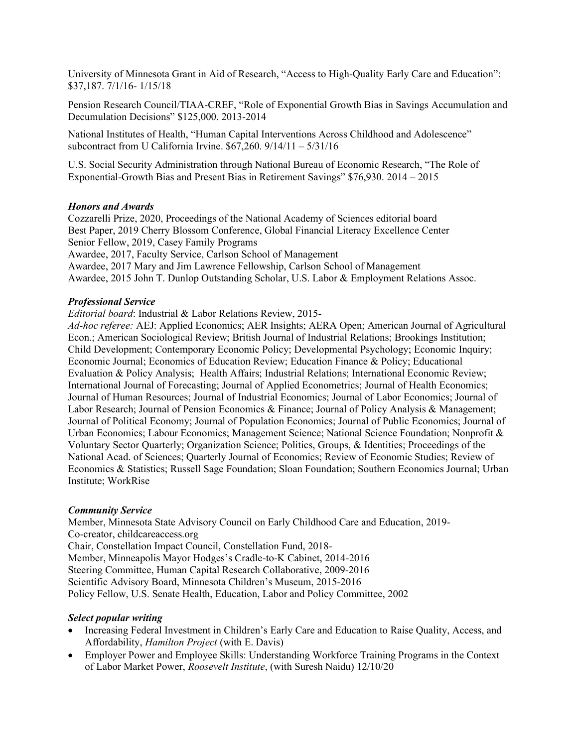University of Minnesota Grant in Aid of Research, "Access to High-Quality Early Care and Education": $37,187. 7/1/16- 1/15/18

Pension Research Council/TIAA-CREF, "Role of Exponential Growth Bias in Savings Accumulation and Decumulation Decisions" $125,000. 2013-2014

National Institutes of Health, "Human Capital Interventions Across Childhood and Adolescence" subcontract from U California Irvine. $67,260. 9/14/11 – 5/31/16

U.S. Social Security Administration through National Bureau of Economic Research, "The Role of Exponential-Growth Bias and Present Bias in Retirement Savings" $76,930. 2014 – 2015

### *Honors and Awards*

Cozzarelli Prize, 2020, Proceedings of the National Academy of Sciences editorial board
Best Paper, 2019 Cherry Blossom Conference, Global Financial Literacy Excellence Center
Senior Fellow, 2019, Casey Family Programs
Awardee, 2017, Faculty Service, Carlson School of Management
Awardee, 2017 Mary and Jim Lawrence Fellowship, Carlson School of Management
Awardee, 2015 John T. Dunlop Outstanding Scholar, U.S. Labor & Employment Relations Assoc.

### *Professional Service*

*Editorial board*: Industrial & Labor Relations Review, 2015-
*Ad-hoc referee:* AEJ: Applied Economics; AER Insights; AERA Open; American Journal of Agricultural Econ.; American Sociological Review; British Journal of Industrial Relations; Brookings Institution; Child Development; Contemporary Economic Policy; Developmental Psychology; Economic Inquiry; Economic Journal; Economics of Education Review; Education Finance & Policy; Educational Evaluation & Policy Analysis; Health Affairs; Industrial Relations; International Economic Review; International Journal of Forecasting; Journal of Applied Econometrics; Journal of Health Economics; Journal of Human Resources; Journal of Industrial Economics; Journal of Labor Economics; Journal of Labor Research; Journal of Pension Economics & Finance; Journal of Policy Analysis & Management; Journal of Political Economy; Journal of Population Economics; Journal of Public Economics; Journal of Urban Economics; Labour Economics; Management Science; National Science Foundation; Nonprofit & Voluntary Sector Quarterly; Organization Science; Politics, Groups, & Identities; Proceedings of the National Acad. of Sciences; Quarterly Journal of Economics; Review of Economic Studies; Review of Economics & Statistics; Russell Sage Foundation; Sloan Foundation; Southern Economics Journal; Urban Institute; WorkRise

### *Community Service*

Member, Minnesota State Advisory Council on Early Childhood Care and Education, 2019-
Co-creator, childcareaccess.org
Chair, Constellation Impact Council, Constellation Fund, 2018-
Member, Minneapolis Mayor Hodges's Cradle-to-K Cabinet, 2014-2016
Steering Committee, Human Capital Research Collaborative, 2009-2016
Scientific Advisory Board, Minnesota Children's Museum, 2015-2016
Policy Fellow, U.S. Senate Health, Education, Labor and Policy Committee, 2002

### *Select popular writing*

- Increasing Federal Investment in Children's Early Care and Education to Raise Quality, Access, and Affordability, *Hamilton Project* (with E. Davis)
- Employer Power and Employee Skills: Understanding Workforce Training Programs in the Context of Labor Market Power, *Roosevelt Institute*, (with Suresh Naidu) 12/10/20